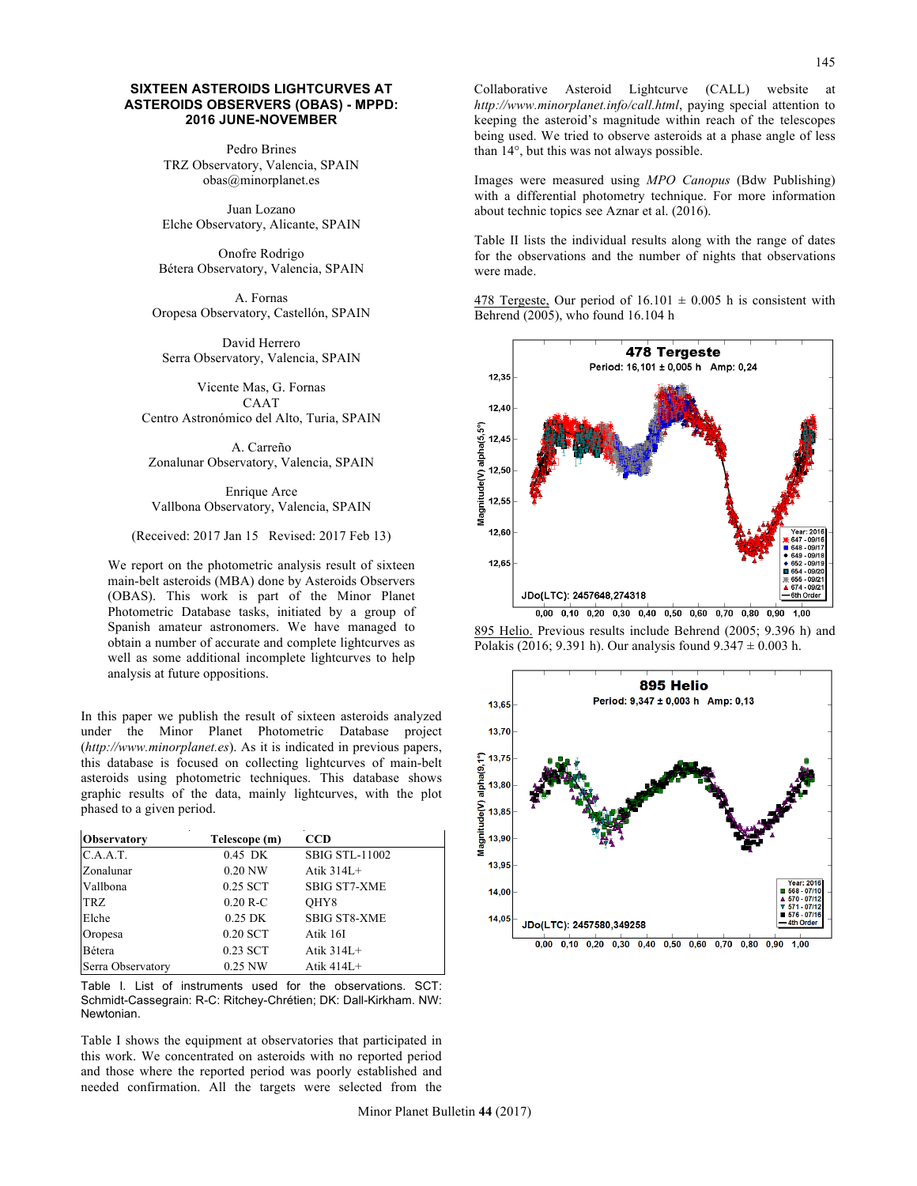# SIXTEEN ASTEROIDS LIGHTCURVES AT ASTEROIDS OBSERVERS (OBAS) - MPPD: 2016 JUNE-NOVEMBER

Pedro Brines
TRZ Observatory, Valencia, SPAIN
obas@minorplanet.es

Juan Lozano
Elche Observatory, Alicante, SPAIN

Onofre Rodrigo
Bétera Observatory, Valencia, SPAIN

A. Fornas
Oropesa Observatory, Castellón, SPAIN

David Herrero
Serra Observatory, Valencia, SPAIN

Vicente Mas, G. Fornas
CAAT
Centro Astronómico del Alto, Turia, SPAIN

A. Carreño
Zonalunar Observatory, Valencia, SPAIN

Enrique Arce
Vallbona Observatory, Valencia, SPAIN

(Received: 2017 Jan 15 Revised: 2017 Feb 13)

We report on the photometric analysis result of sixteen main-belt asteroids (MBA) done by Asteroids Observers (OBAS). This work is part of the Minor Planet Photometric Database tasks, initiated by a group of Spanish amateur astronomers. We have managed to obtain a number of accurate and complete lightcurves as well as some additional incomplete lightcurves to help analysis at future oppositions.

In this paper we publish the result of sixteen asteroids analyzed under the Minor Planet Photometric Database project (*http://www.minorplanet.es*). As it is indicated in previous papers, this database is focused on collecting lightcurves of main-belt asteroids using photometric techniques. This database shows graphic results of the data, mainly lightcurves, with the plot phased to a given period.

| Observatory | Telescope (m) | CCD |
|---|---|---|
| C.A.A.T. | 0.45 DK | SBIG STL-11002 |
| Zonalunar | 0.20 NW | Atik 314L+ |
| Vallbona | 0.25 SCT | SBIG ST7-XME |
| TRZ | 0.20 R-C | QHY8 |
| Elche | 0.25 DK | SBIG ST8-XME |
| Oropesa | 0.20 SCT | Atik 16I |
| Bétera | 0.23 SCT | Atik 314L+ |
| Serra Observatory | 0.25 NW | Atik 414L+ |

Table I. List of instruments used for the observations. SCT: Schmidt-Cassegrain: R-C: Ritchey-Chrétien; DK: Dall-Kirkham. NW: Newtonian.

Table I shows the equipment at observatories that participated in this work. We concentrated on asteroids with no reported period and those where the reported period was poorly established and needed confirmation. All the targets were selected from the Collaborative Asteroid Lightcurve (CALL) website at *http://www.minorplanet.info/call.html*, paying special attention to keeping the asteroid's magnitude within reach of the telescopes being used. We tried to observe asteroids at a phase angle of less than 14°, but this was not always possible.

Images were measured using *MPO Canopus* (Bdw Publishing) with a differential photometry technique. For more information about technic topics see Aznar et al. (2016).

Table II lists the individual results along with the range of dates for the observations and the number of nights that observations were made.

478 Tergeste. Our period of 16.101 ± 0.005 h is consistent with Behrend (2005), who found 16.104 h

895 Helio. Previous results include Behrend (2005; 9.396 h) and Polakis (2016; 9.391 h). Our analysis found 9.347 ± 0.003 h.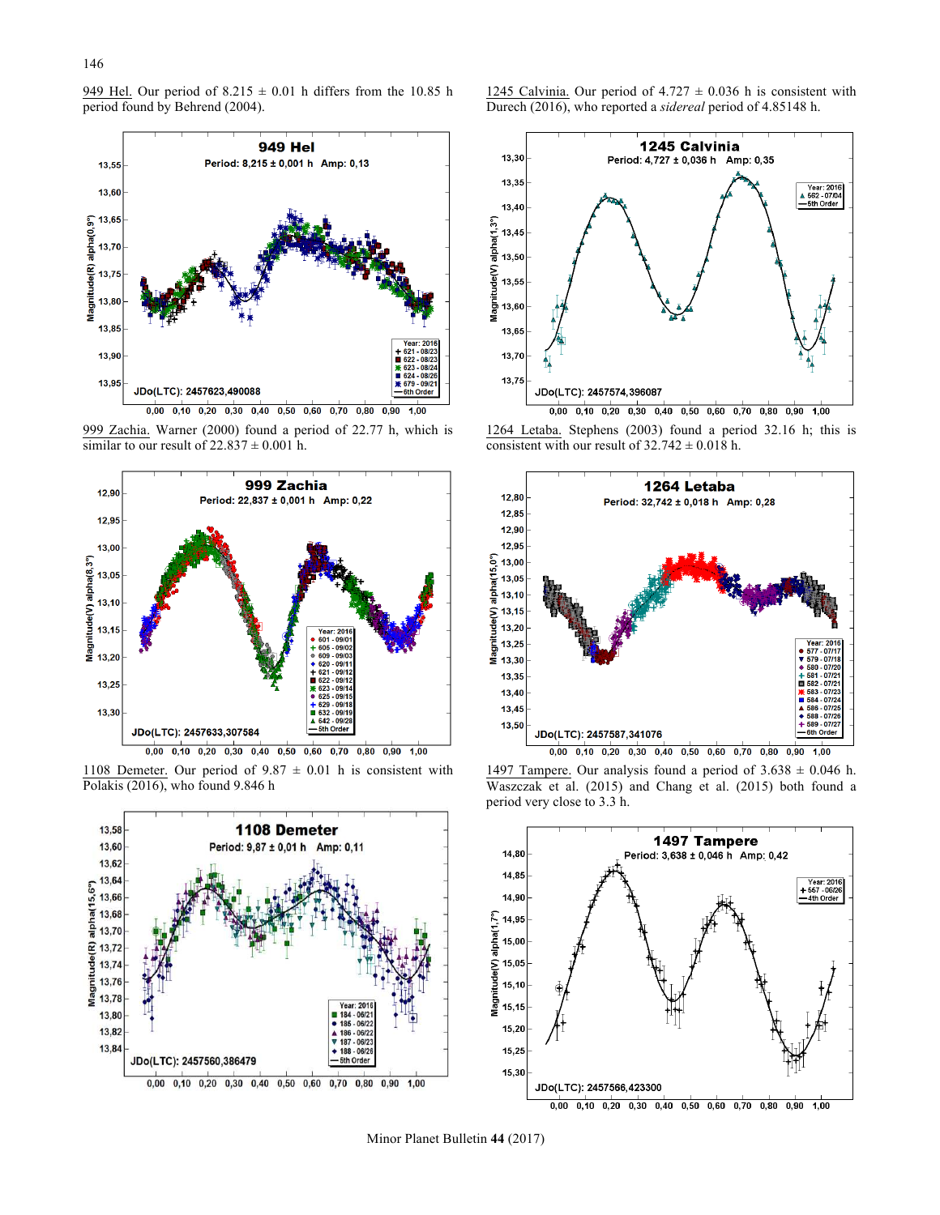949 Hel. Our period of 8.215 ± 0.01 h differs from the 10.85 h period found by Behrend (2004).

999 Zachia. Warner (2000) found a period of 22.77 h, which is similar to our result of 22.837 ± 0.001 h.

1108 Demeter. Our period of 9.87 ± 0.01 h is consistent with Polakis (2016), who found 9.846 h

1245 Calvinia. Our period of 4.727 ± 0.036 h is consistent with Durech (2016), who reported a *sidereal* period of 4.85148 h.

1264 Letaba. Stephens (2003) found a period 32.16 h; this is consistent with our result of 32.742 ± 0.018 h.

1497 Tampere. Our analysis found a period of 3.638 ± 0.046 h. Waszczak et al. (2015) and Chang et al. (2015) both found a period very close to 3.3 h.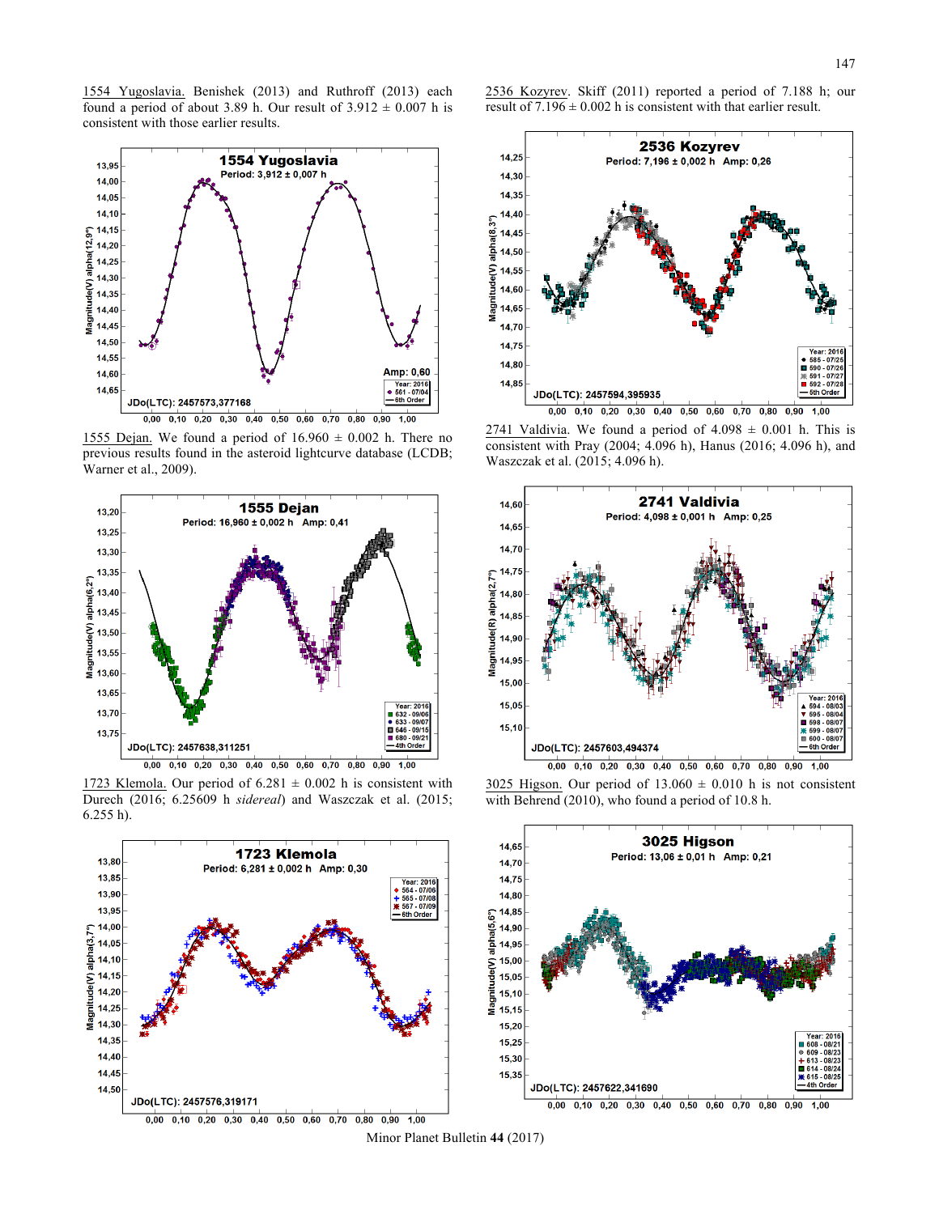1554 Yugoslavia. Benishek (2013) and Ruthroff (2013) each found a period of about 3.89 h. Our result of 3.912 ± 0.007 h is consistent with those earlier results.

1555 Dejan. We found a period of 16.960 ± 0.002 h. There no previous results found in the asteroid lightcurve database (LCDB; Warner et al., 2009).

1723 Klemola. Our period of 6.281 ± 0.002 h is consistent with Durech (2016; 6.25609 h *sidereal*) and Waszczak et al. (2015; 6.255 h).

2536 Kozyrev. Skiff (2011) reported a period of 7.188 h; our result of 7.196 ± 0.002 h is consistent with that earlier result.

2741 Valdivia. We found a period of 4.098 ± 0.001 h. This is consistent with Pray (2004; 4.096 h), Hanus (2016; 4.096 h), and Waszczak et al. (2015; 4.096 h).

3025 Higson. Our period of 13.060 ± 0.010 h is not consistent with Behrend (2010), who found a period of 10.8 h.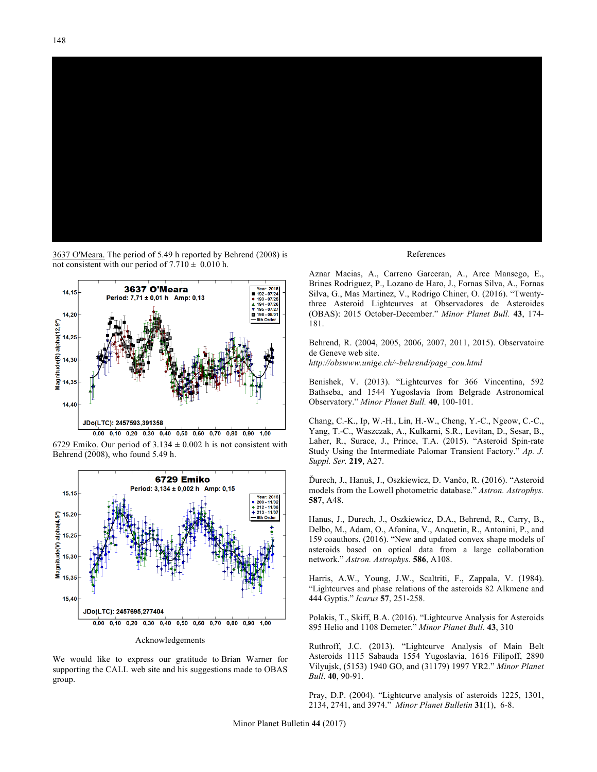3637 O'Meara. The period of 5.49 h reported by Behrend (2008) is not consistent with our period of 7.710 ± 0.010 h.

6729 Emiko. Our period of 3.134 ± 0.002 h is not consistent with Behrend (2008), who found 5.49 h.

## Acknowledgements

We would like to express our gratitude to Brian Warner for supporting the CALL web site and his suggestions made to OBAS group.

## References

Aznar Macias, A., Carreno Garceran, A., Arce Mansego, E., Brines Rodriguez, P., Lozano de Haro, J., Fornas Silva, A., Fornas Silva, G., Mas Martinez, V., Rodrigo Chiner, O. (2016). "Twenty-three Asteroid Lightcurves at Observadores de Asteroides (OBAS): 2015 October-December." *Minor Planet Bull.* **43**, 174-181.

Behrend, R. (2004, 2005, 2006, 2007, 2011, 2015). Observatoire de Geneve web site. *http://obswww.unige.ch/~behrend/page_cou.html*

Benishek, V. (2013). "Lightcurves for 366 Vincentina, 592 Bathseba, and 1544 Yugoslavia from Belgrade Astronomical Observatory." *Minor Planet Bull.* **40**, 100-101.

Chang, C.-K., Ip, W.-H., Lin, H.-W., Cheng, Y.-C., Ngeow, C.-C., Yang, T.-C., Waszczak, A., Kulkarni, S.R., Levitan, D., Sesar, B., Laher, R., Surace, J., Prince, T.A. (2015). "Asteroid Spin-rate Study Using the Intermediate Palomar Transient Factory." *Ap. J. Suppl. Ser.* **219**, A27.

Ďurech, J., Hanuš, J., Oszkiewicz, D. Vančo, R. (2016). "Asteroid models from the Lowell photometric database." *Astron. Astrophys.* **587**, A48.

Hanus, J., Durech, J., Oszkiewicz, D.A., Behrend, R., Carry, B., Delbo, M., Adam, O., Afonina, V., Anquetin, R., Antonini, P., and 159 coauthors. (2016). "New and updated convex shape models of asteroids based on optical data from a large collaboration network." *Astron. Astrophys.* **586**, A108.

Harris, A.W., Young, J.W., Scaltriti, F., Zappala, V. (1984). "Lightcurves and phase relations of the asteroids 82 Alkmene and 444 Gyptis." *Icarus* **57**, 251-258.

Polakis, T., Skiff, B.A. (2016). "Lightcurve Analysis for Asteroids 895 Helio and 1108 Demeter." *Minor Planet Bull*. **43**, 310

Ruthroff, J.C. (2013). "Lightcurve Analysis of Main Belt Asteroids 1115 Sabauda 1554 Yugoslavia, 1616 Filipoff, 2890 Vilyujsk, (5153) 1940 GO, and (31179) 1997 YR2." *Minor Planet Bull*. **40**, 90-91.

Pray, D.P. (2004). "Lightcurve analysis of asteroids 1225, 1301, 2134, 2741, and 3974." *Minor Planet Bulletin* **31**(1), 6-8.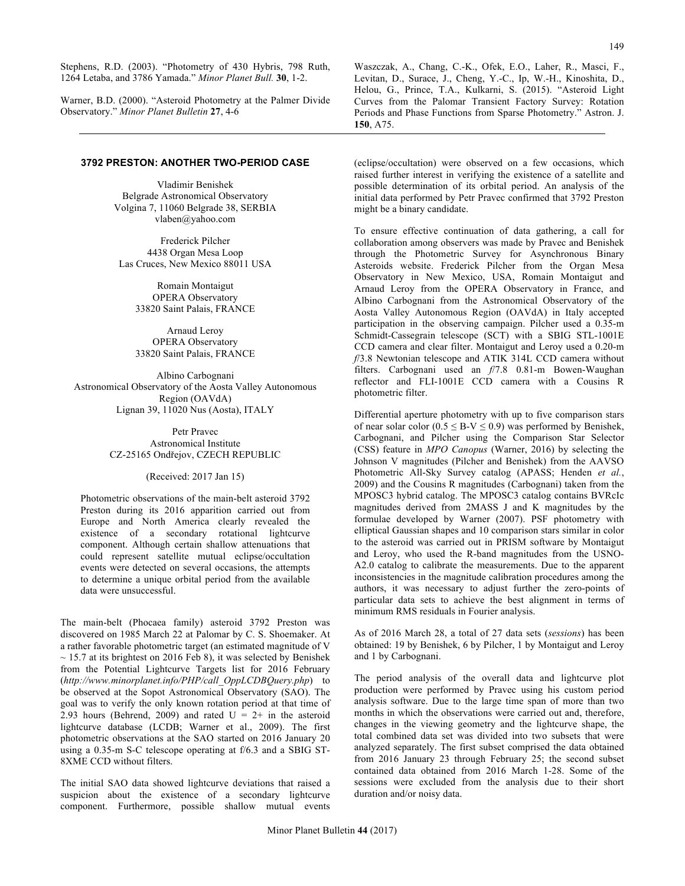Stephens, R.D. (2003). "Photometry of 430 Hybris, 798 Ruth, 1264 Letaba, and 3786 Yamada." *Minor Planet Bull.* **30**, 1-2.

Warner, B.D. (2000). "Asteroid Photometry at the Palmer Divide Observatory." *Minor Planet Bulletin* **27**, 4-6

Waszczak, A., Chang, C.-K., Ofek, E.O., Laher, R., Masci, F., Levitan, D., Surace, J., Cheng, Y.-C., Ip, W.-H., Kinoshita, D., Helou, G., Prince, T.A., Kulkarni, S. (2015). "Asteroid Light Curves from the Palomar Transient Factory Survey: Rotation Periods and Phase Functions from Sparse Photometry." Astron. J. **150**, A75.

## 3792 PRESTON: ANOTHER TWO-PERIOD CASE

Vladimir Benishek
Belgrade Astronomical Observatory
Volgina 7, 11060 Belgrade 38, SERBIA
vlaben@yahoo.com

Frederick Pilcher
4438 Organ Mesa Loop
Las Cruces, New Mexico 88011 USA

Romain Montaigut
OPERA Observatory
33820 Saint Palais, FRANCE

Arnaud Leroy
OPERA Observatory
33820 Saint Palais, FRANCE

Albino Carbognani
Astronomical Observatory of the Aosta Valley Autonomous Region (OAVdA)
Lignan 39, 11020 Nus (Aosta), ITALY

Petr Pravec
Astronomical Institute
CZ-25165 Ondřejov, CZECH REPUBLIC

(Received: 2017 Jan 15)

Photometric observations of the main-belt asteroid 3792 Preston during its 2016 apparition carried out from Europe and North America clearly revealed the existence of a secondary rotational lightcurve component. Although certain shallow attenuations that could represent satellite mutual eclipse/occultation events were detected on several occasions, the attempts to determine a unique orbital period from the available data were unsuccessful.

The main-belt (Phocaea family) asteroid 3792 Preston was discovered on 1985 March 22 at Palomar by C. S. Shoemaker. At a rather favorable photometric target (an estimated magnitude of V ~ 15.7 at its brightest on 2016 Feb 8), it was selected by Benishek from the Potential Lightcurve Targets list for 2016 February (*http://www.minorplanet.info/PHP/call_OppLCDBQuery.php*) to be observed at the Sopot Astronomical Observatory (SAO). The goal was to verify the only known rotation period at that time of 2.93 hours (Behrend, 2009) and rated U = 2+ in the asteroid lightcurve database (LCDB; Warner et al., 2009). The first photometric observations at the SAO started on 2016 January 20 using a 0.35-m S-C telescope operating at f/6.3 and a SBIG ST-8XME CCD without filters.

The initial SAO data showed lightcurve deviations that raised a suspicion about the existence of a secondary lightcurve component. Furthermore, possible shallow mutual events (eclipse/occultation) were observed on a few occasions, which raised further interest in verifying the existence of a satellite and possible determination of its orbital period. An analysis of the initial data performed by Petr Pravec confirmed that 3792 Preston might be a binary candidate.

To ensure effective continuation of data gathering, a call for collaboration among observers was made by Pravec and Benishek through the Photometric Survey for Asynchronous Binary Asteroids website. Frederick Pilcher from the Organ Mesa Observatory in New Mexico, USA, Romain Montaigut and Arnaud Leroy from the OPERA Observatory in France, and Albino Carbognani from the Astronomical Observatory of the Aosta Valley Autonomous Region (OAVdA) in Italy accepted participation in the observing campaign. Pilcher used a 0.35-m Schmidt-Cassegrain telescope (SCT) with a SBIG STL-1001E CCD camera and clear filter. Montaigut and Leroy used a 0.20-m *f*/3.8 Newtonian telescope and ATIK 314L CCD camera without filters. Carbognani used an *f*/7.8 0.81-m Bowen-Waughan reflector and FLI-1001E CCD camera with a Cousins R photometric filter.

Differential aperture photometry with up to five comparison stars of near solar color ($0.5 \leq B\text{-}V \leq 0.9$) was performed by Benishek, Carbognani, and Pilcher using the Comparison Star Selector (CSS) feature in *MPO Canopus* (Warner, 2016) by selecting the Johnson V magnitudes (Pilcher and Benishek) from the AAVSO Photometric All-Sky Survey catalog (APASS; Henden *et al.*, 2009) and the Cousins R magnitudes (Carbognani) taken from the MPOSC3 hybrid catalog. The MPOSC3 catalog contains BVRcIc magnitudes derived from 2MASS J and K magnitudes by the formulae developed by Warner (2007). PSF photometry with elliptical Gaussian shapes and 10 comparison stars similar in color to the asteroid was carried out in PRISM software by Montaigut and Leroy, who used the R-band magnitudes from the USNO-A2.0 catalog to calibrate the measurements. Due to the apparent inconsistencies in the magnitude calibration procedures among the authors, it was necessary to adjust further the zero-points of particular data sets to achieve the best alignment in terms of minimum RMS residuals in Fourier analysis.

As of 2016 March 28, a total of 27 data sets (*sessions*) has been obtained: 19 by Benishek, 6 by Pilcher, 1 by Montaigut and Leroy and 1 by Carbognani.

The period analysis of the overall data and lightcurve plot production were performed by Pravec using his custom period analysis software. Due to the large time span of more than two months in which the observations were carried out and, therefore, changes in the viewing geometry and the lightcurve shape, the total combined data set was divided into two subsets that were analyzed separately. The first subset comprised the data obtained from 2016 January 23 through February 25; the second subset contained data obtained from 2016 March 1-28. Some of the sessions were excluded from the analysis due to their short duration and/or noisy data.